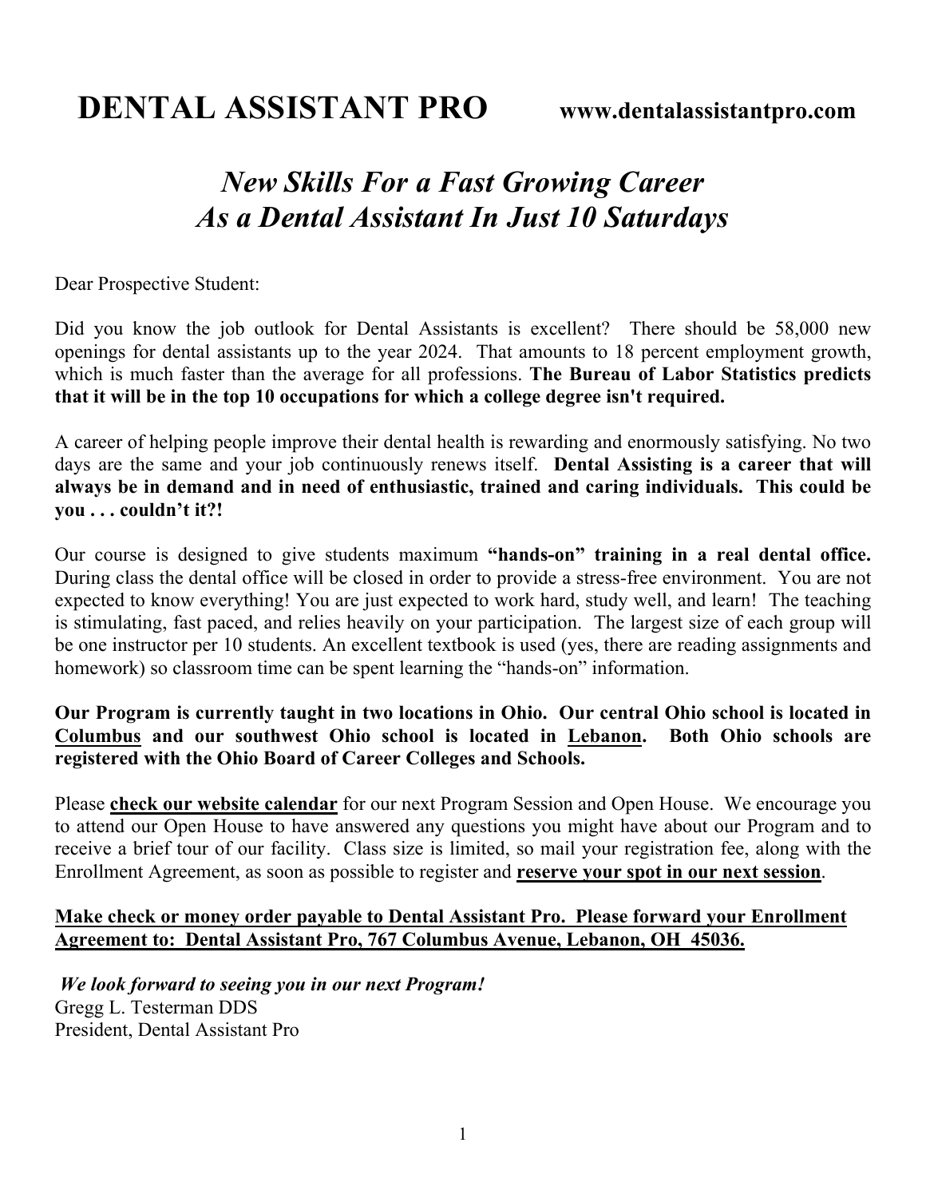# DENTAL ASSISTANT PRO www.dentalassistantpro.com

## *New Skills For a Fast Growing Career As a Dental Assistant In Just 10 Saturdays*

Dear Prospective Student:

Did you know the job outlook for Dental Assistants is excellent? There should be 58,000 new openings for dental assistants up to the year 2024. That amounts to 18 percent employment growth, which is much faster than the average for all professions. **The Bureau of Labor Statistics predicts that it will be in the top 10 occupations for which a college degree isn't required.**

A career of helping people improve their dental health is rewarding and enormously satisfying. No two days are the same and your job continuously renews itself. **Dental Assisting is a career that will always be in demand and in need of enthusiastic, trained and caring individuals. This could be you . . . couldn't it?!**

Our course is designed to give students maximum **"hands-on" training in a real dental office.** During class the dental office will be closed in order to provide a stress-free environment. You are not expected to know everything! You are just expected to work hard, study well, and learn! The teaching is stimulating, fast paced, and relies heavily on your participation. The largest size of each group will be one instructor per 10 students. An excellent textbook is used (yes, there are reading assignments and homework) so classroom time can be spent learning the "hands-on" information.

**Our Program is currently taught in two locations in Ohio. Our central Ohio school is located in <u>Columbus</u> and our southwest Ohio school is located in <u>Lebanon</u>. Both Ohio schools are registered with the Ohio Board of Career Colleges and Schools.**

Please **<u>check our website calendar</u>** for our next Program Session and Open House. We encourage you to attend our Open House to have answered any questions you might have about our Program and to receive a brief tour of our facility. Class size is limited, so mail your registration fee, along with the Enrollment Agreement, as soon as possible to register and **<u>reserve your spot in our next session</u>**.

**<u>Make check or money order payable to Dental Assistant Pro. Please forward your Enrollment Agreement to: Dental Assistant Pro, 767 Columbus Avenue, Lebanon, OH 45036.</u>**

***We look forward to seeing you in our next Program!***
Gregg L. Testerman DDS
President, Dental Assistant Pro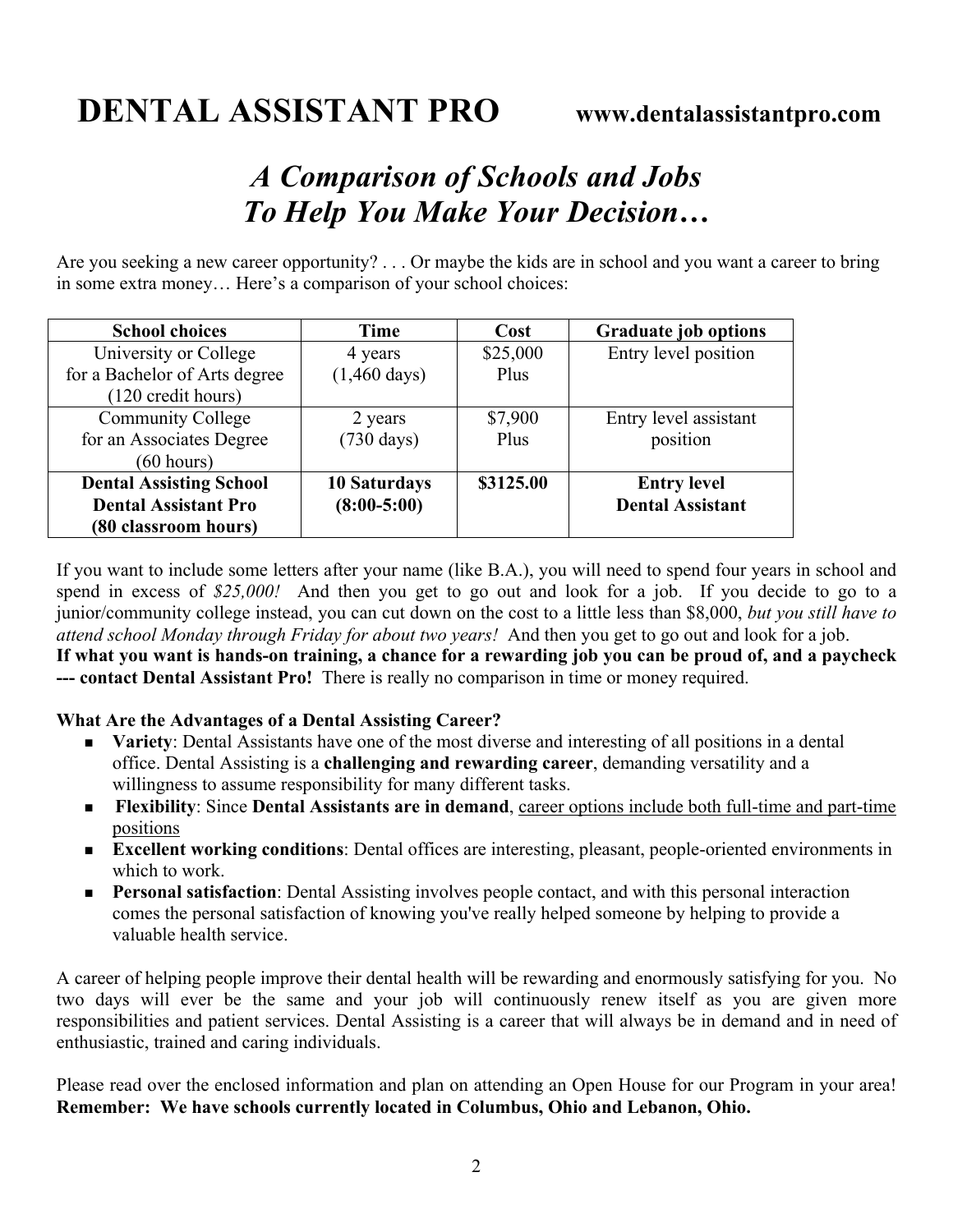# DENTAL ASSISTANT PRO **www.dentalassistantpro.com**

## *A Comparison of Schools and Jobs To Help You Make Your Decision…*

Are you seeking a new career opportunity? . . . Or maybe the kids are in school and you want a career to bring in some extra money… Here's a comparison of your school choices:

| School choices | Time | Cost | Graduate job options |
|---|---|---|---|
| University or College for a Bachelor of Arts degree (120 credit hours) | 4 years (1,460 days) | $25,000 Plus | Entry level position |
| Community College for an Associates Degree (60 hours) | 2 years (730 days) | $7,900 Plus | Entry level assistant position |
| **Dental Assisting School Dental Assistant Pro (80 classroom hours)** | **10 Saturdays (8:00-5:00)** | **$3125.00** | **Entry level Dental Assistant** |

If you want to include some letters after your name (like B.A.), you will need to spend four years in school and spend in excess of *$25,000!* And then you get to go out and look for a job. If you decide to go to a junior/community college instead, you can cut down on the cost to a little less than $8,000, *but you still have to attend school Monday through Friday for about two years!* And then you get to go out and look for a job. **If what you want is hands-on training, a chance for a rewarding job you can be proud of, and a paycheck --- contact Dental Assistant Pro!** There is really no comparison in time or money required.

**What Are the Advantages of a Dental Assisting Career?**

- **Variety**: Dental Assistants have one of the most diverse and interesting of all positions in a dental office. Dental Assisting is a **challenging and rewarding career**, demanding versatility and a willingness to assume responsibility for many different tasks.
- **Flexibility**: Since **Dental Assistants are in demand**, <u>career options include both full-time and part-time positions</u>
- **Excellent working conditions**: Dental offices are interesting, pleasant, people-oriented environments in which to work.
- **Personal satisfaction**: Dental Assisting involves people contact, and with this personal interaction comes the personal satisfaction of knowing you've really helped someone by helping to provide a valuable health service.

A career of helping people improve their dental health will be rewarding and enormously satisfying for you. No two days will ever be the same and your job will continuously renew itself as you are given more responsibilities and patient services. Dental Assisting is a career that will always be in demand and in need of enthusiastic, trained and caring individuals.

Please read over the enclosed information and plan on attending an Open House for our Program in your area! **Remember: We have schools currently located in Columbus, Ohio and Lebanon, Ohio.**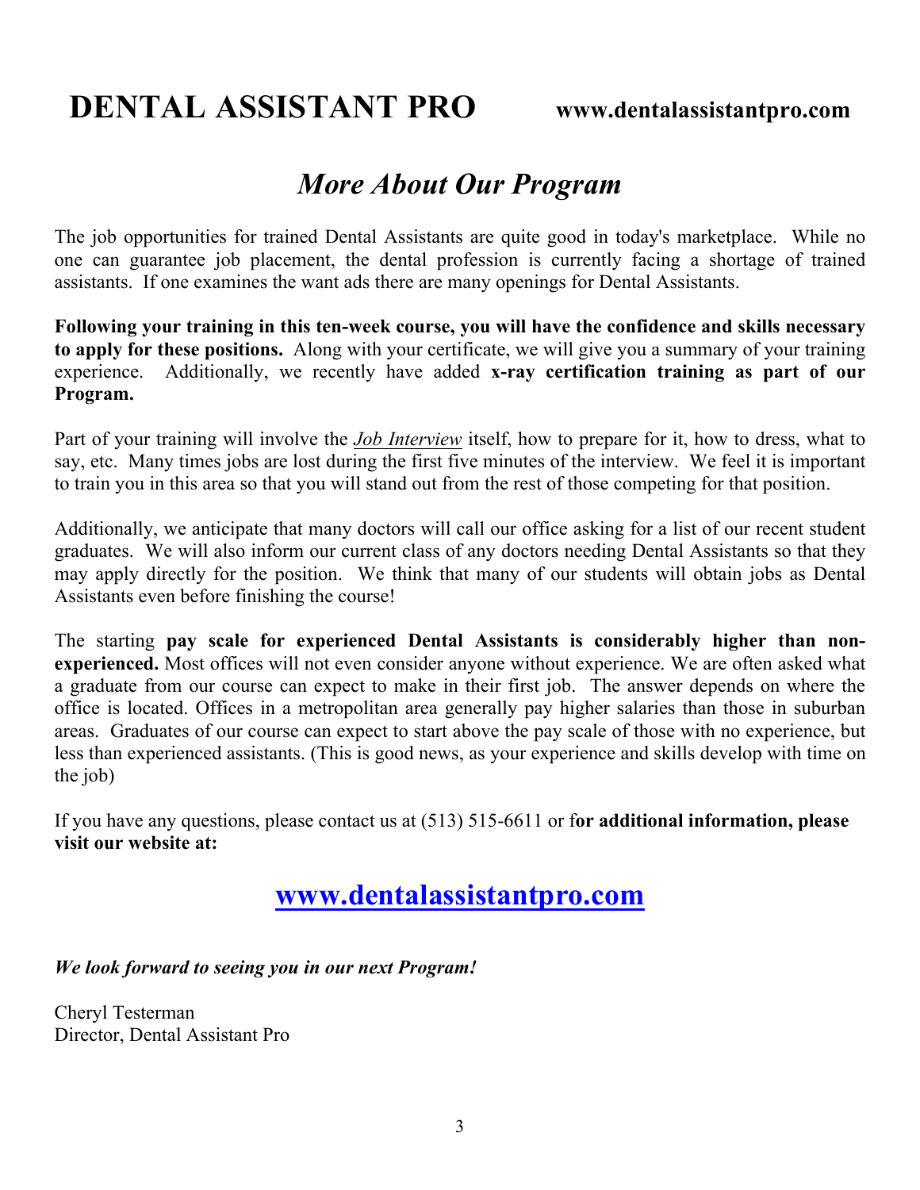# DENTAL ASSISTANT PRO www.dentalassistantpro.com

## *More About Our Program*

The job opportunities for trained Dental Assistants are quite good in today's marketplace. While no one can guarantee job placement, the dental profession is currently facing a shortage of trained assistants. If one examines the want ads there are many openings for Dental Assistants.

**Following your training in this ten-week course, you will have the confidence and skills necessary to apply for these positions.** Along with your certificate, we will give you a summary of your training experience. Additionally, we recently have added **x-ray certification training as part of our Program.**

Part of your training will involve the ***Job Interview*** itself, how to prepare for it, how to dress, what to say, etc. Many times jobs are lost during the first five minutes of the interview. We feel it is important to train you in this area so that you will stand out from the rest of those competing for that position.

Additionally, we anticipate that many doctors will call our office asking for a list of our recent student graduates. We will also inform our current class of any doctors needing Dental Assistants so that they may apply directly for the position. We think that many of our students will obtain jobs as Dental Assistants even before finishing the course!

The starting **pay scale for experienced Dental Assistants is considerably higher than non-experienced.** Most offices will not even consider anyone without experience. We are often asked what a graduate from our course can expect to make in their first job. The answer depends on where the office is located. Offices in a metropolitan area generally pay higher salaries than those in suburban areas. Graduates of our course can expect to start above the pay scale of those with no experience, but less than experienced assistants. (This is good news, as your experience and skills develop with time on the job)

If you have any questions, please contact us at (513) 515-6611 or f**or additional information, please visit our website at:**

## [www.dentalassistantpro.com](http://www.dentalassistantpro.com)

***We look forward to seeing you in our next Program!***

Cheryl Testerman
Director, Dental Assistant Pro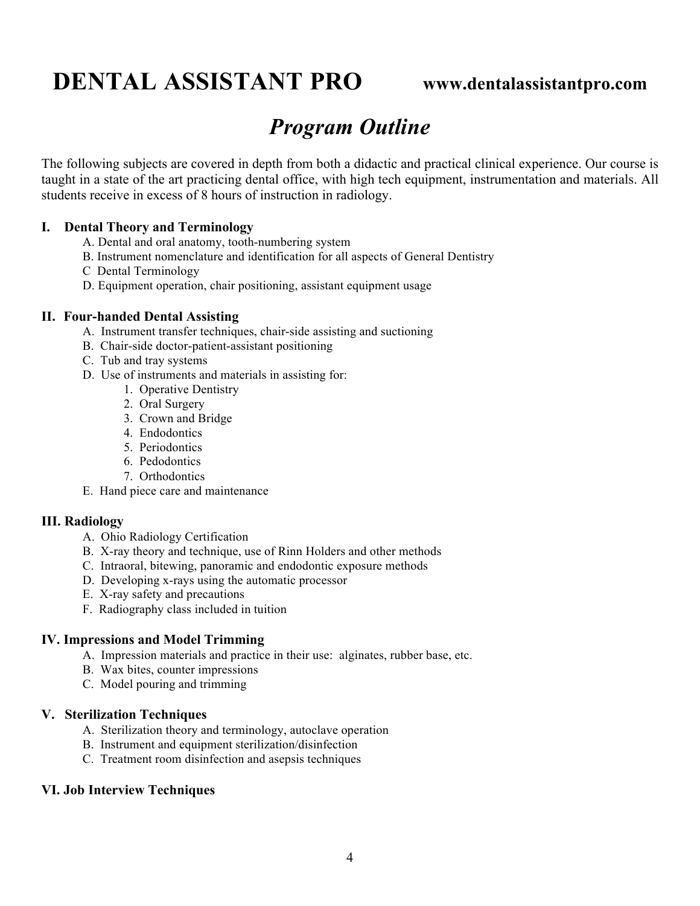# DENTAL ASSISTANT PRO www.dentalassistantpro.com

## *Program Outline*

The following subjects are covered in depth from both a didactic and practical clinical experience. Our course is taught in a state of the art practicing dental office, with high tech equipment, instrumentation and materials. All students receive in excess of 8 hours of instruction in radiology.

### I. Dental Theory and Terminology

A. Dental and oral anatomy, tooth-numbering system
B. Instrument nomenclature and identification for all aspects of General Dentistry
C Dental Terminology
D. Equipment operation, chair positioning, assistant equipment usage

### II. Four-handed Dental Assisting

A. Instrument transfer techniques, chair-side assisting and suctioning
B. Chair-side doctor-patient-assistant positioning
C. Tub and tray systems
D. Use of instruments and materials in assisting for:
1. Operative Dentistry
2. Oral Surgery
3. Crown and Bridge
4. Endodontics
5. Periodontics
6. Pedodontics
7. Orthodontics
E. Hand piece care and maintenance

### III. Radiology

A. Ohio Radiology Certification
B. X-ray theory and technique, use of Rinn Holders and other methods
C. Intraoral, bitewing, panoramic and endodontic exposure methods
D. Developing x-rays using the automatic processor
E. X-ray safety and precautions
F. Radiography class included in tuition

### IV. Impressions and Model Trimming

A. Impression materials and practice in their use: alginates, rubber base, etc.
B. Wax bites, counter impressions
C. Model pouring and trimming

### V. Sterilization Techniques

A. Sterilization theory and terminology, autoclave operation
B. Instrument and equipment sterilization/disinfection
C. Treatment room disinfection and asepsis techniques

### VI. Job Interview Techniques